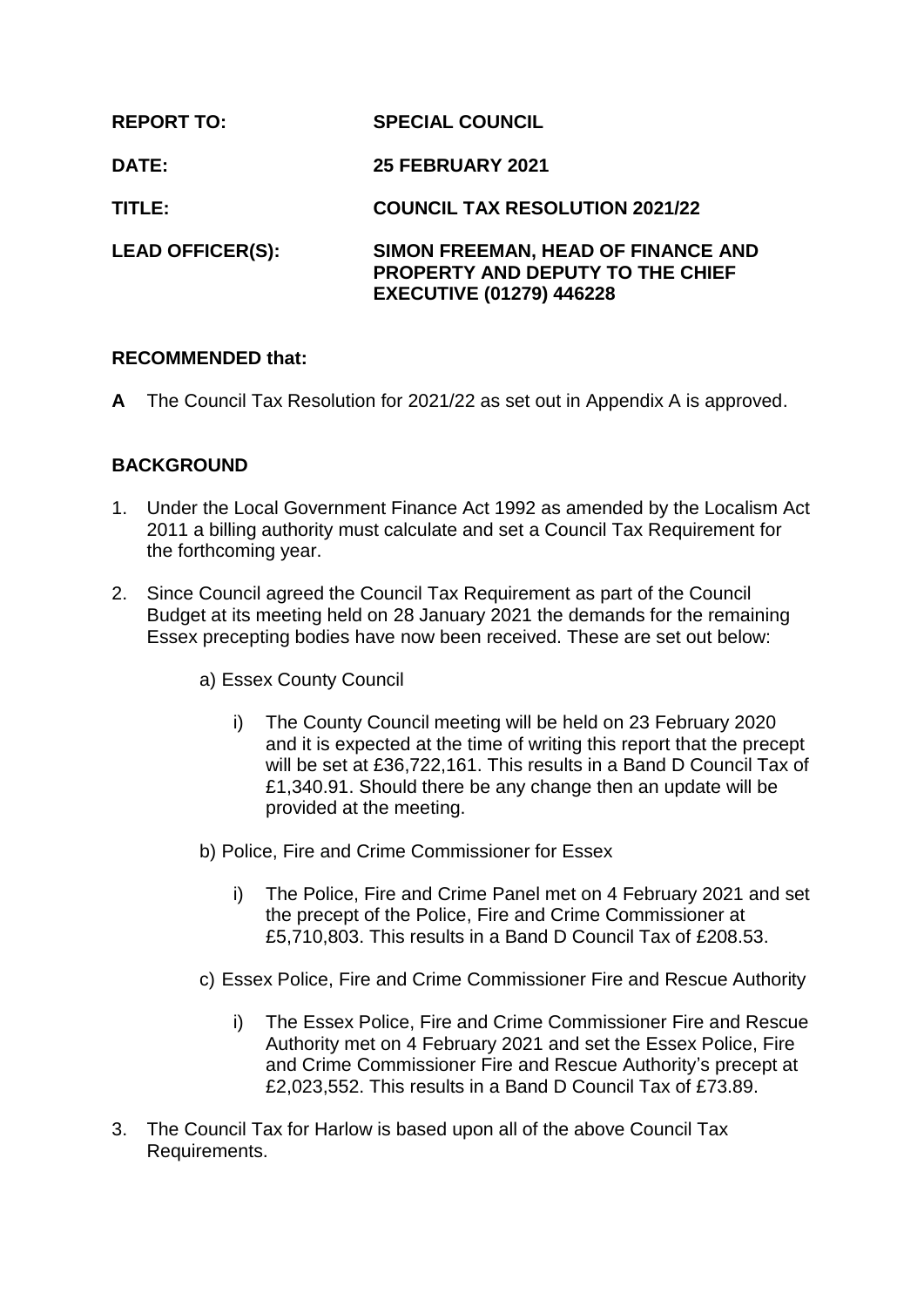**REPORT TO:** **SPECIAL COUNCIL**

**DATE:** **25 FEBRUARY 2021**

**TITLE:** **COUNCIL TAX RESOLUTION 2021/22**

**LEAD OFFICER(S):** **SIMON FREEMAN, HEAD OF FINANCE AND PROPERTY AND DEPUTY TO THE CHIEF EXECUTIVE (01279) 446228**

**RECOMMENDED that:**

**A** The Council Tax Resolution for 2021/22 as set out in Appendix A is approved.

**BACKGROUND**

1. Under the Local Government Finance Act 1992 as amended by the Localism Act 2011 a billing authority must calculate and set a Council Tax Requirement for the forthcoming year.

2. Since Council agreed the Council Tax Requirement as part of the Council Budget at its meeting held on 28 January 2021 the demands for the remaining Essex precepting bodies have now been received. These are set out below:

   a) Essex County Council

      i) The County Council meeting will be held on 23 February 2020 and it is expected at the time of writing this report that the precept will be set at £36,722,161. This results in a Band D Council Tax of £1,340.91. Should there be any change then an update will be provided at the meeting.

   b) Police, Fire and Crime Commissioner for Essex

      i) The Police, Fire and Crime Panel met on 4 February 2021 and set the precept of the Police, Fire and Crime Commissioner at £5,710,803. This results in a Band D Council Tax of £208.53.

   c) Essex Police, Fire and Crime Commissioner Fire and Rescue Authority

      i) The Essex Police, Fire and Crime Commissioner Fire and Rescue Authority met on 4 February 2021 and set the Essex Police, Fire and Crime Commissioner Fire and Rescue Authority's precept at £2,023,552. This results in a Band D Council Tax of £73.89.

3. The Council Tax for Harlow is based upon all of the above Council Tax Requirements.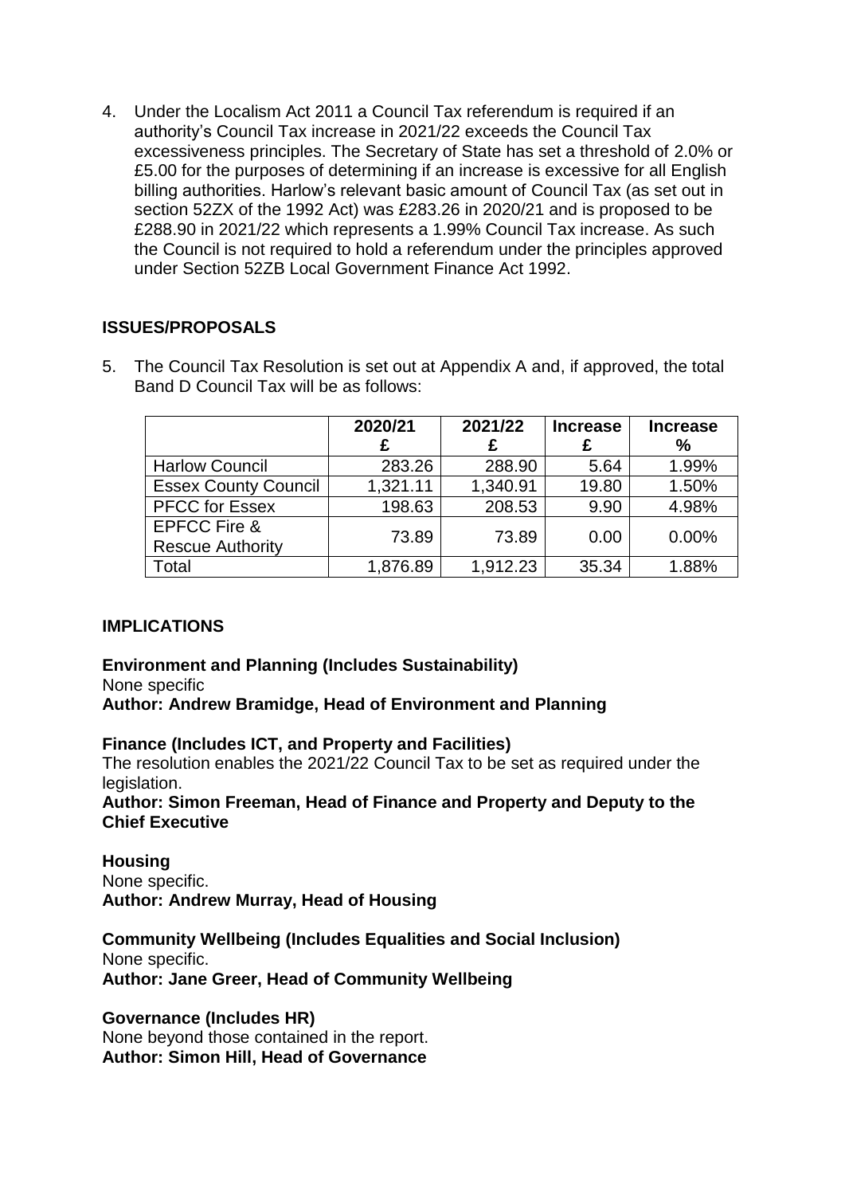4. Under the Localism Act 2011 a Council Tax referendum is required if an authority's Council Tax increase in 2021/22 exceeds the Council Tax excessiveness principles. The Secretary of State has set a threshold of 2.0% or £5.00 for the purposes of determining if an increase is excessive for all English billing authorities. Harlow's relevant basic amount of Council Tax (as set out in section 52ZX of the 1992 Act) was £283.26 in 2020/21 and is proposed to be £288.90 in 2021/22 which represents a 1.99% Council Tax increase. As such the Council is not required to hold a referendum under the principles approved under Section 52ZB Local Government Finance Act 1992.

## ISSUES/PROPOSALS

5. The Council Tax Resolution is set out at Appendix A and, if approved, the total Band D Council Tax will be as follows:

| | 2020/21 £ | 2021/22 £ | Increase £ | Increase % |
|---|---|---|---|---|
| Harlow Council | 283.26 | 288.90 | 5.64 | 1.99% |
| Essex County Council | 1,321.11 | 1,340.91 | 19.80 | 1.50% |
| PFCC for Essex | 198.63 | 208.53 | 9.90 | 4.98% |
| EPFCC Fire & Rescue Authority | 73.89 | 73.89 | 0.00 | 0.00% |
| Total | 1,876.89 | 1,912.23 | 35.34 | 1.88% |

## IMPLICATIONS

**Environment and Planning (Includes Sustainability)**
None specific
**Author: Andrew Bramidge, Head of Environment and Planning**

**Finance (Includes ICT, and Property and Facilities)**
The resolution enables the 2021/22 Council Tax to be set as required under the legislation.
**Author: Simon Freeman, Head of Finance and Property and Deputy to the Chief Executive**

**Housing**
None specific.
**Author: Andrew Murray, Head of Housing**

**Community Wellbeing (Includes Equalities and Social Inclusion)**
None specific.
**Author: Jane Greer, Head of Community Wellbeing**

**Governance (Includes HR)**
None beyond those contained in the report.
**Author: Simon Hill, Head of Governance**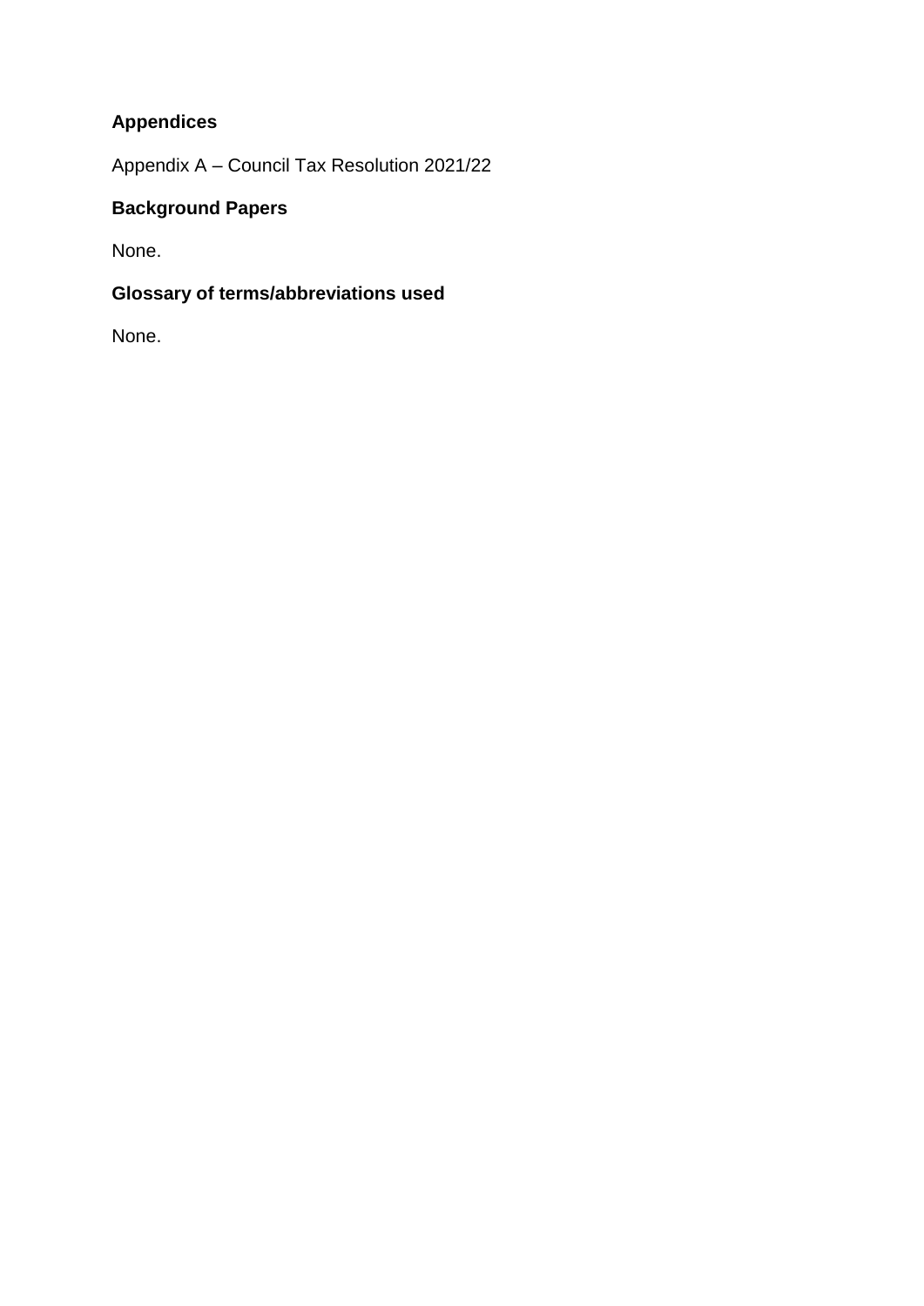## Appendices

Appendix A – Council Tax Resolution 2021/22

## Background Papers

None.

## Glossary of terms/abbreviations used

None.